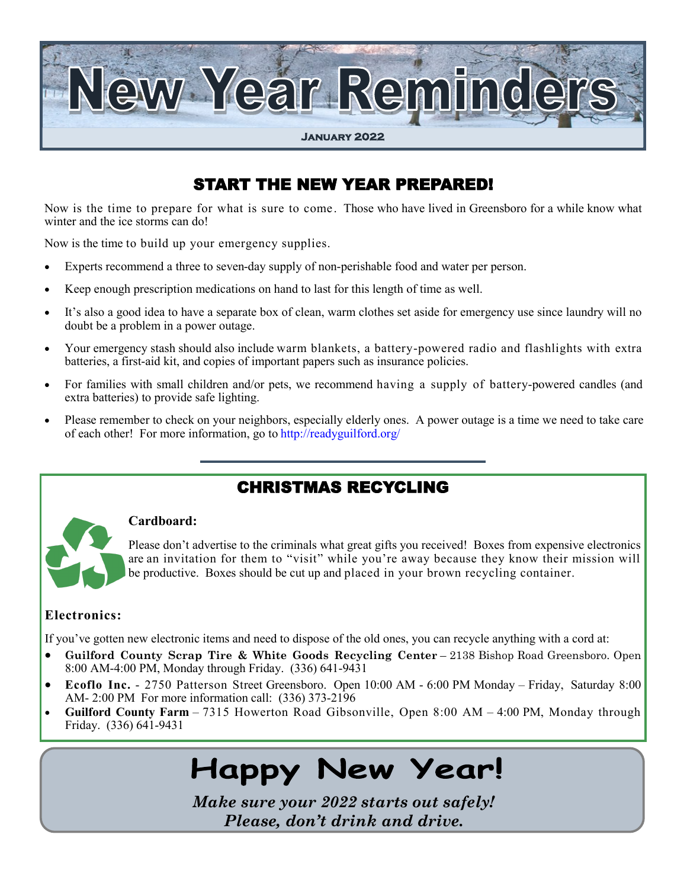# New Year Reminders

**January 2022**

## START THE NEW YEAR PREPARED!

Now is the time to prepare for what is sure to come. Those who have lived in Greensboro for a while know what winter and the ice storms can do!

Now is the time to build up your emergency supplies.

- Experts recommend a three to seven-day supply of non-perishable food and water per person.
- Keep enough prescription medications on hand to last for this length of time as well.
- It's also a good idea to have a separate box of clean, warm clothes set aside for emergency use since laundry will no doubt be a problem in a power outage.
- Your emergency stash should also include warm blankets, a battery-powered radio and flashlights with extra batteries, a first-aid kit, and copies of important papers such as insurance policies.
- For families with small children and/or pets, we recommend having a supply of battery-powered candles (and extra batteries) to provide safe lighting.
- Please remember to check on your neighbors, especially elderly ones. A power outage is a time we need to take care of each other! For more information, go to http://readyguilford.org/

## CHRISTMAS RECYCLING

**Cardboard:**

Please don't advertise to the criminals what great gifts you received! Boxes from expensive electronics are an invitation for them to "visit" while you're away because they know their mission will be productive. Boxes should be cut up and placed in your brown recycling container.

**Electronics:**

If you've gotten new electronic items and need to dispose of the old ones, you can recycle anything with a cord at:

- **Guilford County Scrap Tire & White Goods Recycling Center** – 2138 Bishop Road Greensboro. Open 8:00 AM-4:00 PM, Monday through Friday. (336) 641-9431
- **Ecoflo Inc.** - 2750 Patterson Street Greensboro. Open 10:00 AM - 6:00 PM Monday – Friday, Saturday 8:00 AM- 2:00 PM For more information call: (336) 373-2196
- **Guilford County Farm** – 7315 Howerton Road Gibsonville, Open 8:00 AM – 4:00 PM, Monday through Friday. (336) 641-9431

# Happy New Year!

***Make sure your 2022 starts out safely!***
***Please, don't drink and drive.***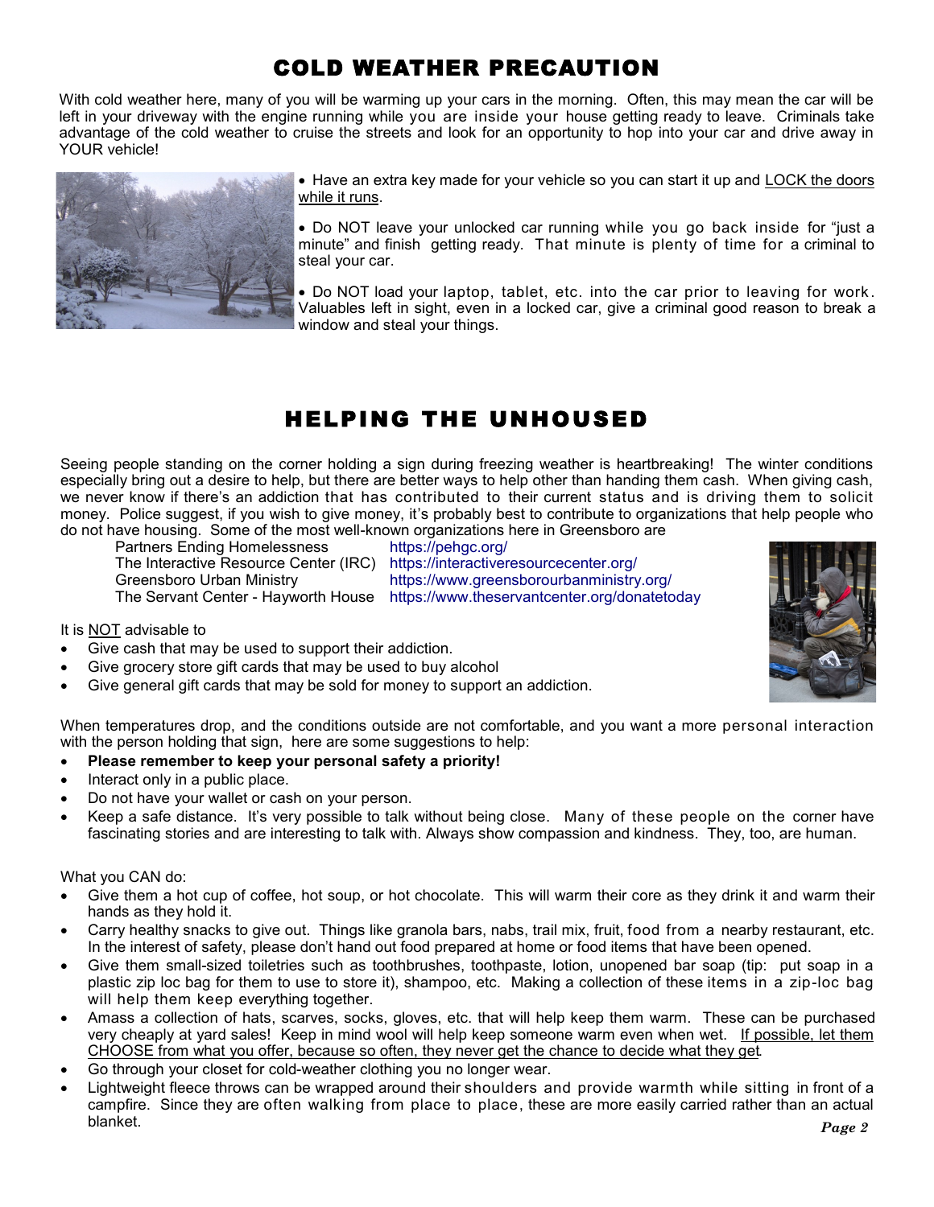# COLD WEATHER PRECAUTION

With cold weather here, many of you will be warming up your cars in the morning. Often, this may mean the car will be left in your driveway with the engine running while you are inside your house getting ready to leave. Criminals take advantage of the cold weather to cruise the streets and look for an opportunity to hop into your car and drive away in YOUR vehicle!

- Have an extra key made for your vehicle so you can start it up and LOCK the doors while it runs.
- Do NOT leave your unlocked car running while you go back inside for "just a minute" and finish getting ready. That minute is plenty of time for a criminal to steal your car.
- Do NOT load your laptop, tablet, etc. into the car prior to leaving for work. Valuables left in sight, even in a locked car, give a criminal good reason to break a window and steal your things.

# HELPING THE UNHOUSED

Seeing people standing on the corner holding a sign during freezing weather is heartbreaking! The winter conditions especially bring out a desire to help, but there are better ways to help other than handing them cash. When giving cash, we never know if there's an addiction that has contributed to their current status and is driving them to solicit money. Police suggest, if you wish to give money, it's probably best to contribute to organizations that help people who do not have housing. Some of the most well-known organizations here in Greensboro are

| | |
|---|---|
| Partners Ending Homelessness | https://pehgc.org/ |
| The Interactive Resource Center (IRC) | https://interactiveresourcecenter.org/ |
| Greensboro Urban Ministry | https://www.greensborourbanministry.org/ |
| The Servant Center - Hayworth House | https://www.theservantcenter.org/donatetoday |

It is NOT advisable to

- Give cash that may be used to support their addiction.
- Give grocery store gift cards that may be used to buy alcohol
- Give general gift cards that may be sold for money to support an addiction.

When temperatures drop, and the conditions outside are not comfortable, and you want a more personal interaction with the person holding that sign, here are some suggestions to help:

- **Please remember to keep your personal safety a priority!**
- Interact only in a public place.
- Do not have your wallet or cash on your person.
- Keep a safe distance. It's very possible to talk without being close. Many of these people on the corner have fascinating stories and are interesting to talk with. Always show compassion and kindness. They, too, are human.

What you CAN do:

- Give them a hot cup of coffee, hot soup, or hot chocolate. This will warm their core as they drink it and warm their hands as they hold it.
- Carry healthy snacks to give out. Things like granola bars, nabs, trail mix, fruit, food from a nearby restaurant, etc. In the interest of safety, please don't hand out food prepared at home or food items that have been opened.
- Give them small-sized toiletries such as toothbrushes, toothpaste, lotion, unopened bar soap (tip: put soap in a plastic zip loc bag for them to use to store it), shampoo, etc. Making a collection of these items in a zip-loc bag will help them keep everything together.
- Amass a collection of hats, scarves, socks, gloves, etc. that will help keep them warm. These can be purchased very cheaply at yard sales! Keep in mind wool will help keep someone warm even when wet. If possible, let them CHOOSE from what you offer, because so often, they never get the chance to decide what they get.
- Go through your closet for cold-weather clothing you no longer wear.
- Lightweight fleece throws can be wrapped around their shoulders and provide warmth while sitting in front of a campfire. Since they are often walking from place to place, these are more easily carried rather than an actual blanket.